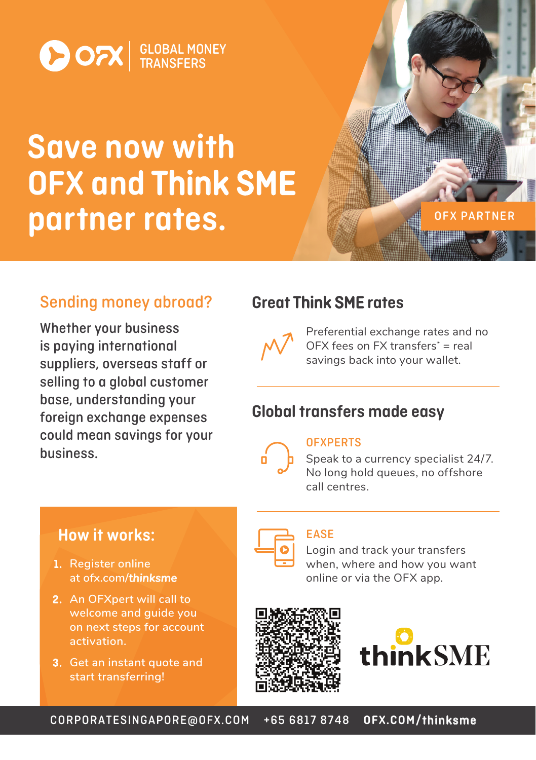OFX | GLOBAL MONEY TRANSFERS

# Save now with OFX and Think SME partner rates.

OFX PARTNER

## Sending money abroad?

Whether your business is paying international suppliers, overseas staff or selling to a global customer base, understanding your foreign exchange expenses could mean savings for your business.

## How it works:

1. Register online at ofx.com/**thinksme**
2. An OFXpert will call to welcome and guide you on next steps for account activation.
3. Get an instant quote and start transferring!

## Great Think SME rates

Preferential exchange rates and no OFX fees on FX transfers* = real savings back into your wallet.

## Global transfers made easy

**OFXPERTS**

Speak to a currency specialist 24/7. No long hold queues, no offshore call centres.

**EASE**

Login and track your transfers when, where and how you want online or via the OFX app.

thinkSME

CORPORATESINGAPORE@OFX.COM  +65 6817 8748  OFX.COM/**thinksme**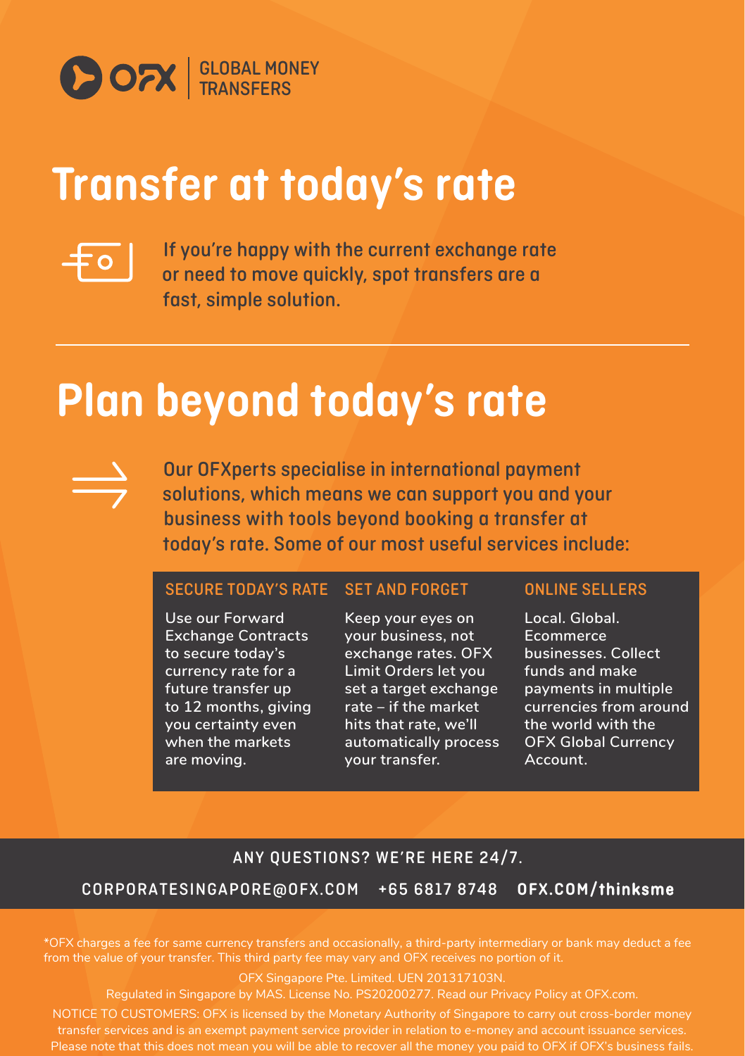OFX | GLOBAL MONEY TRANSFERS

# Transfer at today's rate

If you're happy with the current exchange rate or need to move quickly, spot transfers are a fast, simple solution.

# Plan beyond today's rate

Our OFXperts specialise in international payment solutions, which means we can support you and your business with tools beyond booking a transfer at today's rate. Some of our most useful services include:

### SECURE TODAY'S RATE

Use our Forward Exchange Contracts to secure today's currency rate for a future transfer up to 12 months, giving you certainty even when the markets are moving.

### SET AND FORGET

Keep your eyes on your business, not exchange rates. OFX Limit Orders let you set a target exchange rate – if the market hits that rate, we'll automatically process your transfer.

### ONLINE SELLERS

Local. Global. Ecommerce businesses. Collect funds and make payments in multiple currencies from around the world with the OFX Global Currency Account.

**ANY QUESTIONS? WE'RE HERE 24/7.**

CORPORATESINGAPORE@OFX.COM +65 6817 8748 **OFX.COM/thinksme**

*OFX charges a fee for same currency transfers and occasionally, a third-party intermediary or bank may deduct a fee from the value of your transfer. This third party fee may vary and OFX receives no portion of it.

OFX Singapore Pte. Limited. UEN 201317103N.

Regulated in Singapore by MAS. License No. PS20200277. Read our Privacy Policy at OFX.com.

NOTICE TO CUSTOMERS: OFX is licensed by the Monetary Authority of Singapore to carry out cross-border money transfer services and is an exempt payment service provider in relation to e-money and account issuance services. Please note that this does not mean you will be able to recover all the money you paid to OFX if OFX's business fails.